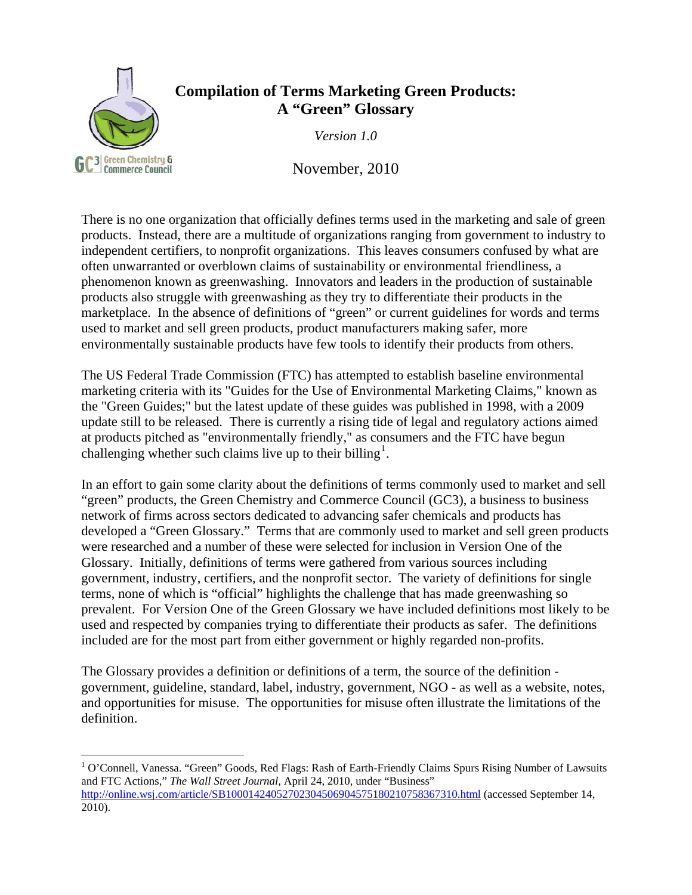# Compilation of Terms Marketing Green Products: A "Green" Glossary

*Version 1.0*

November, 2010

GC3 | Green Chemistry & Commerce Council

There is no one organization that officially defines terms used in the marketing and sale of green products. Instead, there are a multitude of organizations ranging from government to industry to independent certifiers, to nonprofit organizations. This leaves consumers confused by what are often unwarranted or overblown claims of sustainability or environmental friendliness, a phenomenon known as greenwashing. Innovators and leaders in the production of sustainable products also struggle with greenwashing as they try to differentiate their products in the marketplace. In the absence of definitions of "green" or current guidelines for words and terms used to market and sell green products, product manufacturers making safer, more environmentally sustainable products have few tools to identify their products from others.

The US Federal Trade Commission (FTC) has attempted to establish baseline environmental marketing criteria with its "Guides for the Use of Environmental Marketing Claims," known as the "Green Guides;" but the latest update of these guides was published in 1998, with a 2009 update still to be released. There is currently a rising tide of legal and regulatory actions aimed at products pitched as "environmentally friendly," as consumers and the FTC have begun challenging whether such claims live up to their billing[1].

In an effort to gain some clarity about the definitions of terms commonly used to market and sell "green" products, the Green Chemistry and Commerce Council (GC3), a business to business network of firms across sectors dedicated to advancing safer chemicals and products has developed a "Green Glossary." Terms that are commonly used to market and sell green products were researched and a number of these were selected for inclusion in Version One of the Glossary. Initially, definitions of terms were gathered from various sources including government, industry, certifiers, and the nonprofit sector. The variety of definitions for single terms, none of which is "official" highlights the challenge that has made greenwashing so prevalent. For Version One of the Green Glossary we have included definitions most likely to be used and respected by companies trying to differentiate their products as safer. The definitions included are for the most part from either government or highly regarded non-profits.

The Glossary provides a definition or definitions of a term, the source of the definition - government, guideline, standard, label, industry, government, NGO - as well as a website, notes, and opportunities for misuse. The opportunities for misuse often illustrate the limitations of the definition.

---

[1] O'Connell, Vanessa. "Green" Goods, Red Flags: Rash of Earth-Friendly Claims Spurs Rising Number of Lawsuits and FTC Actions," *The Wall Street Journal*, April 24, 2010, under "Business" http://online.wsj.com/article/SB10001424052702304506904575180210758367310.html (accessed September 14, 2010).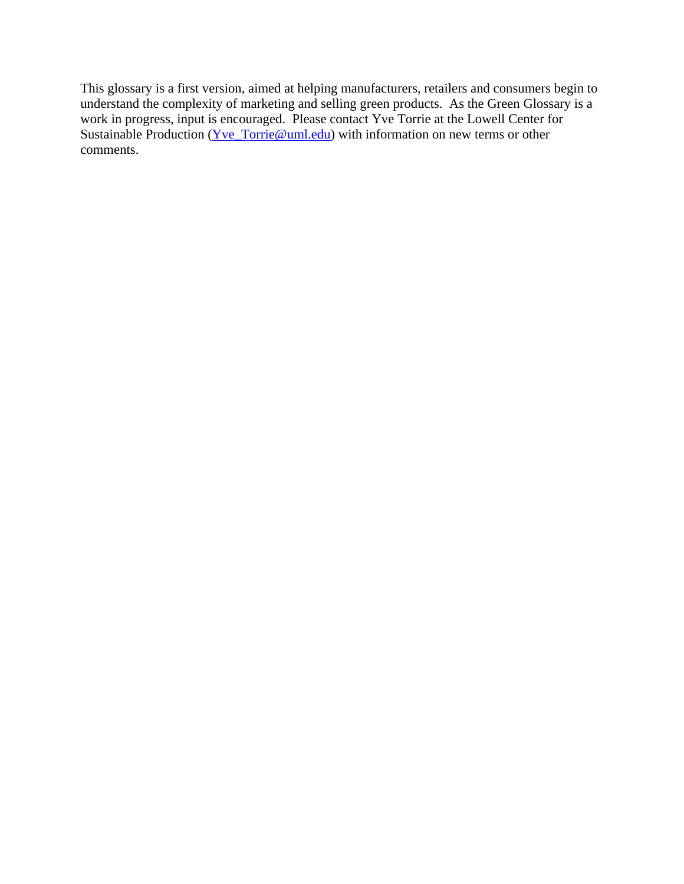This glossary is a first version, aimed at helping manufacturers, retailers and consumers begin to understand the complexity of marketing and selling green products. As the Green Glossary is a work in progress, input is encouraged. Please contact Yve Torrie at the Lowell Center for Sustainable Production ([Yve_Torrie@uml.edu](mailto:Yve_Torrie@uml.edu)) with information on new terms or other comments.